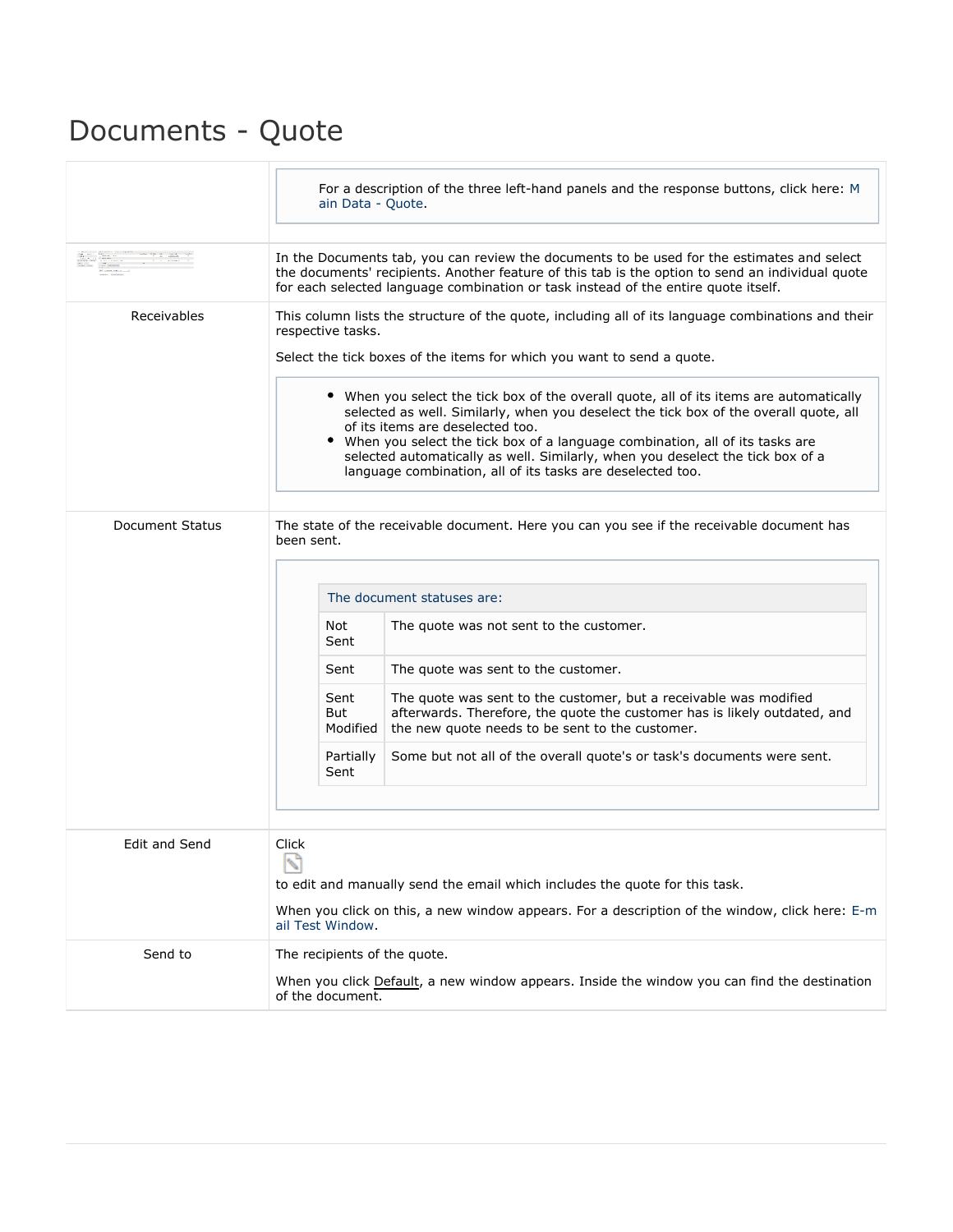# Documents - Quote

| | |
|---|---|
| | For a description of the three left-hand panels and the response buttons, click here: Main Data - Quote. |
| | In the Documents tab, you can review the documents to be used for the estimates and select the documents' recipients. Another feature of this tab is the option to send an individual quote for each selected language combination or task instead of the entire quote itself. |
| Receivables | This column lists the structure of the quote, including all of its language combinations and their respective tasks.<br><br>Select the tick boxes of the items for which you want to send a quote.<br><br>• When you select the tick box of the overall quote, all of its items are automatically selected as well. Similarly, when you deselect the tick box of the overall quote, all of its items are deselected too.<br>• When you select the tick box of a language combination, all of its tasks are selected automatically as well. Similarly, when you deselect the tick box of a language combination, all of its tasks are deselected too. |
| Document Status | The state of the receivable document. Here you can you see if the receivable document has been sent.<br><br>The document statuses are:<br><br>**Not Sent**: The quote was not sent to the customer.<br>**Sent**: The quote was sent to the customer.<br>**Sent But Modified**: The quote was sent to the customer, but a receivable was modified afterwards. Therefore, the quote the customer has is likely outdated, and the new quote needs to be sent to the customer.<br>**Partially Sent**: Some but not all of the overall quote's or task's documents were sent. |
| Edit and Send | Click to edit and manually send the email which includes the quote for this task.<br><br>When you click on this, a new window appears. For a description of the window, click here: E-mail Test Window. |
| Send to | The recipients of the quote.<br><br>When you click Default, a new window appears. Inside the window you can find the destination of the document. |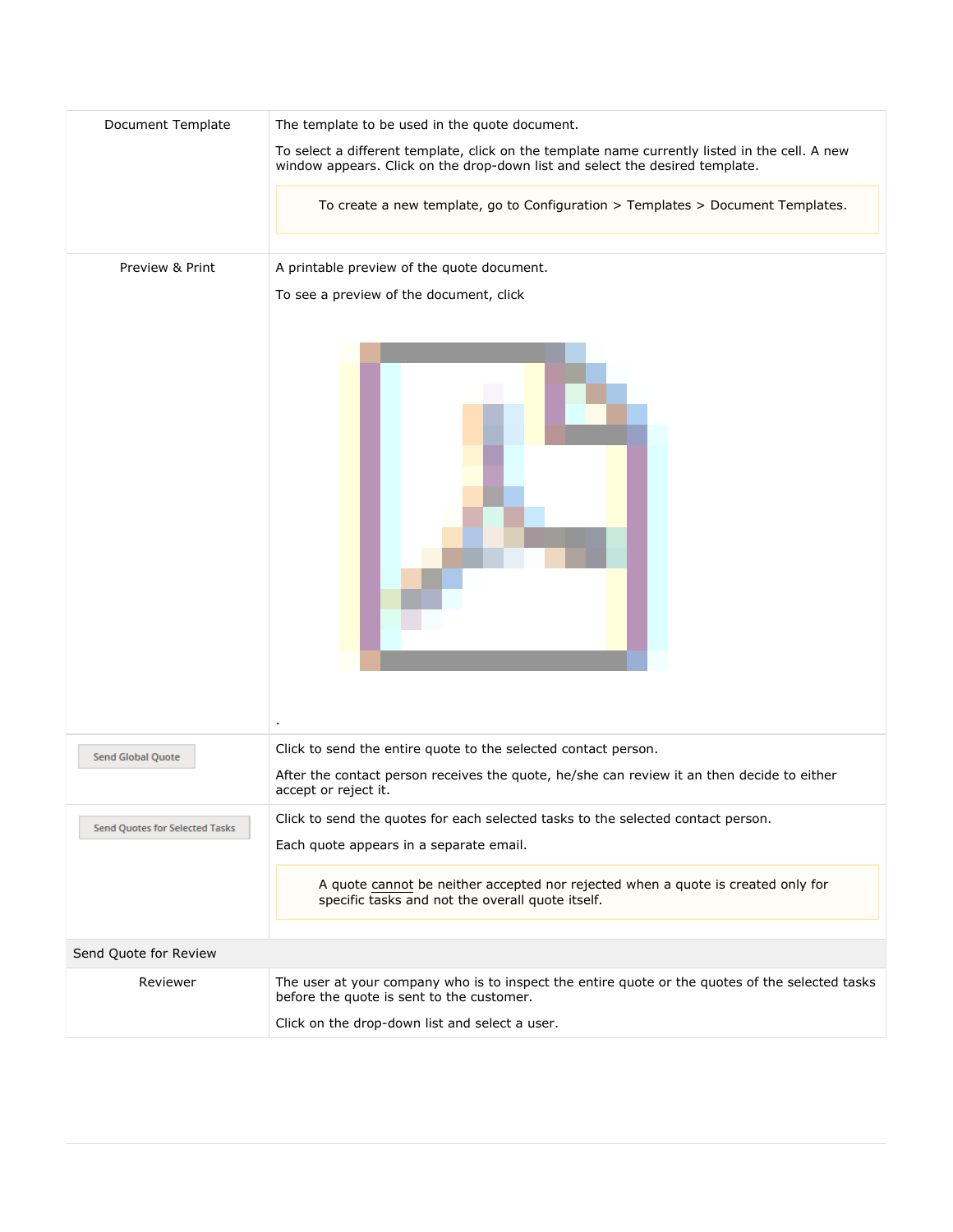| | |
|---|---|
| Document Template | The template to be used in the quote document.<br><br>To select a different template, click on the template name currently listed in the cell. A new window appears. Click on the drop-down list and select the desired template.<br><br>To create a new template, go to Configuration > Templates > Document Templates. |
| Preview & Print | A printable preview of the quote document.<br><br>To see a preview of the document, click<br><br>. |
| Send Global Quote | Click to send the entire quote to the selected contact person.<br><br>After the contact person receives the quote, he/she can review it an then decide to either accept or reject it. |
| Send Quotes for Selected Tasks | Click to send the quotes for each selected tasks to the selected contact person.<br><br>Each quote appears in a separate email.<br><br>A quote cannot be neither accepted nor rejected when a quote is created only for specific tasks and not the overall quote itself. |
| **Send Quote for Review** | |
| Reviewer | The user at your company who is to inspect the entire quote or the quotes of the selected tasks before the quote is sent to the customer.<br><br>Click on the drop-down list and select a user. |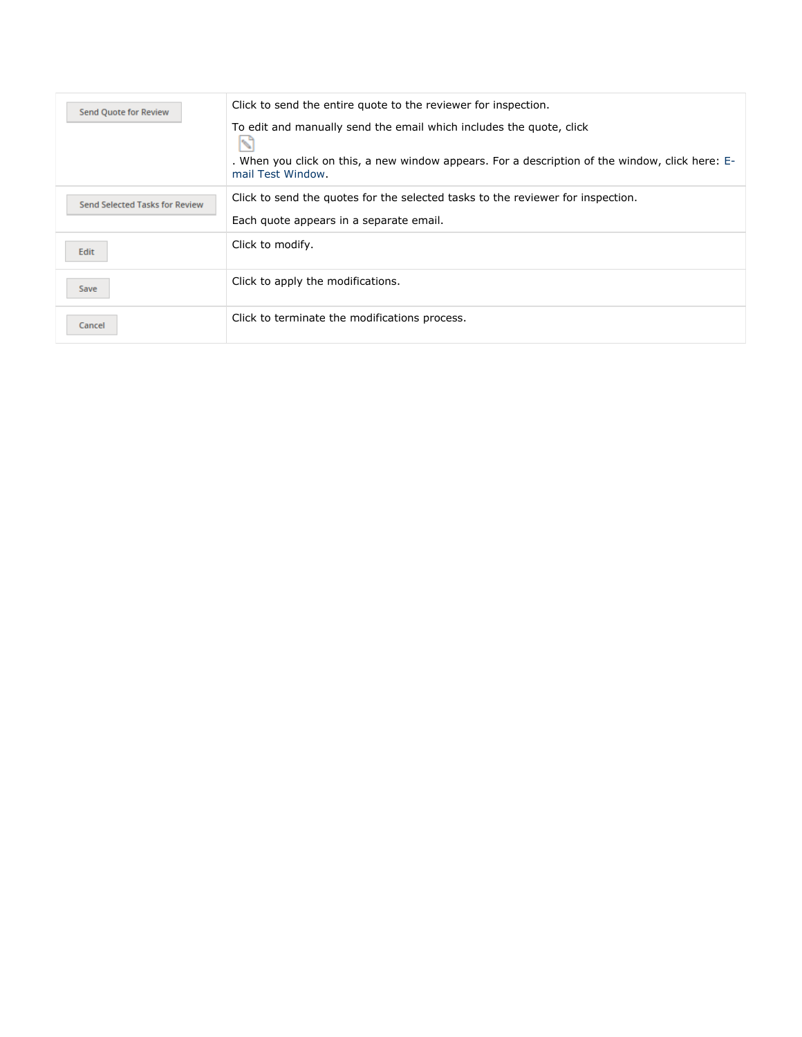| | |
|---|---|
| Send Quote for Review | Click to send the entire quote to the reviewer for inspection.<br><br>To edit and manually send the email which includes the quote, click<br><br>. When you click on this, a new window appears. For a description of the window, click here: E-mail Test Window. |
| Send Selected Tasks for Review | Click to send the quotes for the selected tasks to the reviewer for inspection.<br><br>Each quote appears in a separate email. |
| Edit | Click to modify. |
| Save | Click to apply the modifications. |
| Cancel | Click to terminate the modifications process. |